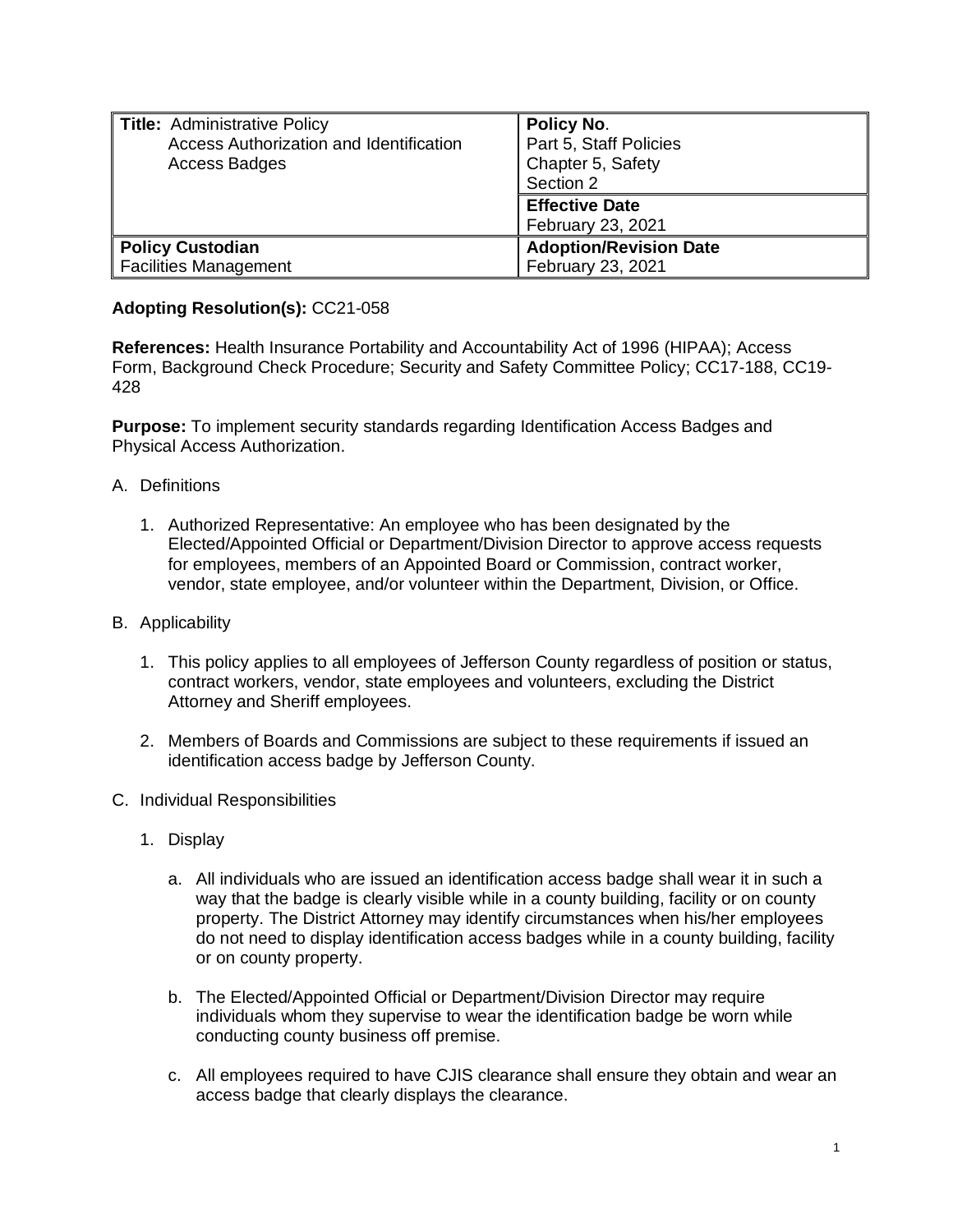| **Title:** Administrative Policy Access Authorization and Identification Access Badges | **Policy No**. Part 5, Staff Policies Chapter 5, Safety Section 2 |
|---|---|
| | **Effective Date** February 23, 2021 |
| **Policy Custodian** Facilities Management | **Adoption/Revision Date** February 23, 2021 |

**Adopting Resolution(s):** CC21-058

**References:** Health Insurance Portability and Accountability Act of 1996 (HIPAA); Access Form, Background Check Procedure; Security and Safety Committee Policy; CC17-188, CC19-428

**Purpose:** To implement security standards regarding Identification Access Badges and Physical Access Authorization.

A. Definitions

1. Authorized Representative: An employee who has been designated by the Elected/Appointed Official or Department/Division Director to approve access requests for employees, members of an Appointed Board or Commission, contract worker, vendor, state employee, and/or volunteer within the Department, Division, or Office.

B. Applicability

1. This policy applies to all employees of Jefferson County regardless of position or status, contract workers, vendor, state employees and volunteers, excluding the District Attorney and Sheriff employees.

2. Members of Boards and Commissions are subject to these requirements if issued an identification access badge by Jefferson County.

C. Individual Responsibilities

1. Display

   a. All individuals who are issued an identification access badge shall wear it in such a way that the badge is clearly visible while in a county building, facility or on county property. The District Attorney may identify circumstances when his/her employees do not need to display identification access badges while in a county building, facility or on county property.

   b. The Elected/Appointed Official or Department/Division Director may require individuals whom they supervise to wear the identification badge be worn while conducting county business off premise.

   c. All employees required to have CJIS clearance shall ensure they obtain and wear an access badge that clearly displays the clearance.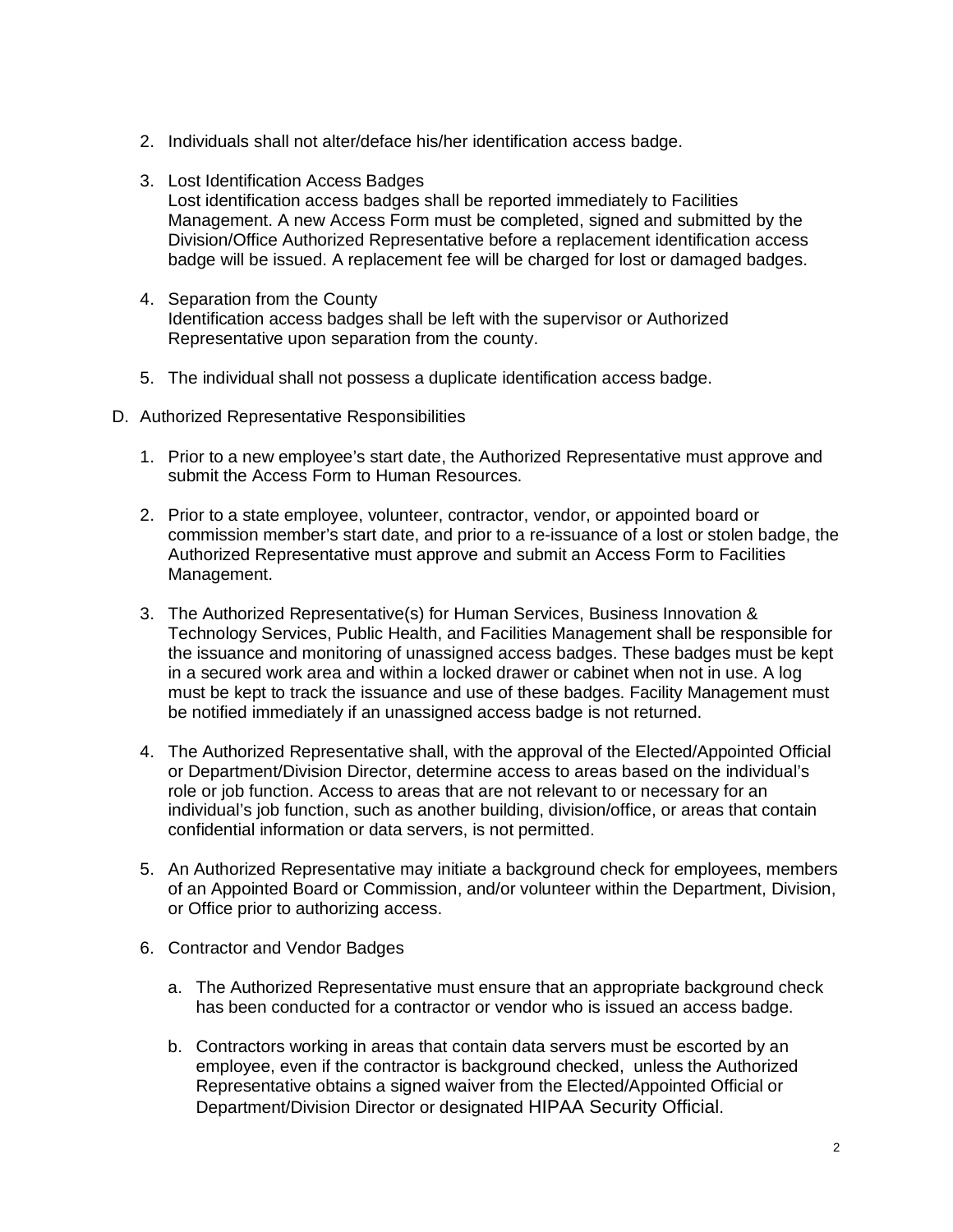2. Individuals shall not alter/deface his/her identification access badge.

3. Lost Identification Access Badges
   Lost identification access badges shall be reported immediately to Facilities Management. A new Access Form must be completed, signed and submitted by the Division/Office Authorized Representative before a replacement identification access badge will be issued. A replacement fee will be charged for lost or damaged badges.

4. Separation from the County
   Identification access badges shall be left with the supervisor or Authorized Representative upon separation from the county.

5. The individual shall not possess a duplicate identification access badge.

D. Authorized Representative Responsibilities

1. Prior to a new employee's start date, the Authorized Representative must approve and submit the Access Form to Human Resources.

2. Prior to a state employee, volunteer, contractor, vendor, or appointed board or commission member's start date, and prior to a re-issuance of a lost or stolen badge, the Authorized Representative must approve and submit an Access Form to Facilities Management.

3. The Authorized Representative(s) for Human Services, Business Innovation & Technology Services, Public Health, and Facilities Management shall be responsible for the issuance and monitoring of unassigned access badges. These badges must be kept in a secured work area and within a locked drawer or cabinet when not in use. A log must be kept to track the issuance and use of these badges. Facility Management must be notified immediately if an unassigned access badge is not returned.

4. The Authorized Representative shall, with the approval of the Elected/Appointed Official or Department/Division Director, determine access to areas based on the individual's role or job function. Access to areas that are not relevant to or necessary for an individual's job function, such as another building, division/office, or areas that contain confidential information or data servers, is not permitted.

5. An Authorized Representative may initiate a background check for employees, members of an Appointed Board or Commission, and/or volunteer within the Department, Division, or Office prior to authorizing access.

6. Contractor and Vendor Badges

   a. The Authorized Representative must ensure that an appropriate background check has been conducted for a contractor or vendor who is issued an access badge.

   b. Contractors working in areas that contain data servers must be escorted by an employee, even if the contractor is background checked, unless the Authorized Representative obtains a signed waiver from the Elected/Appointed Official or Department/Division Director or designated HIPAA Security Official.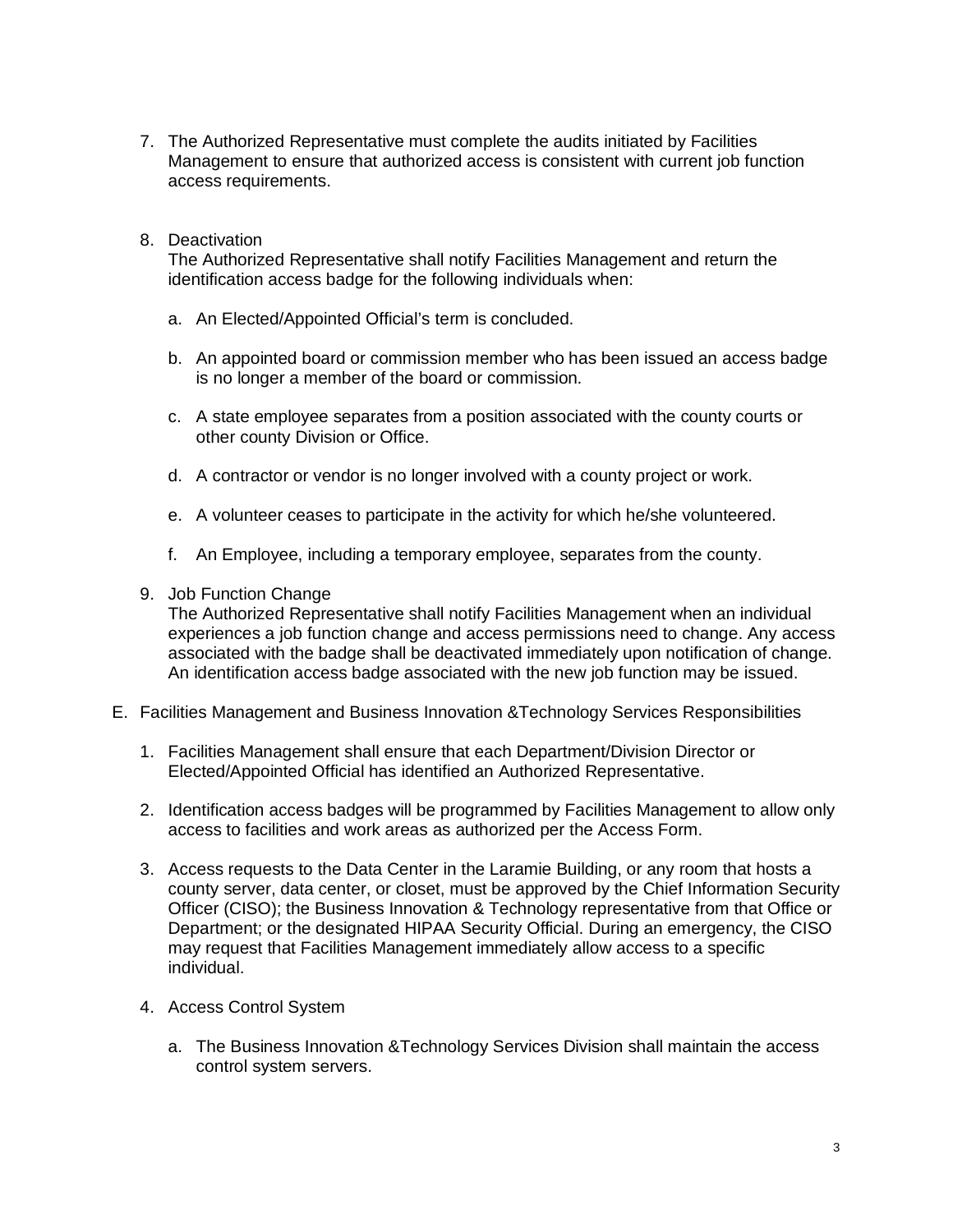7. The Authorized Representative must complete the audits initiated by Facilities Management to ensure that authorized access is consistent with current job function access requirements.

8. Deactivation
   The Authorized Representative shall notify Facilities Management and return the identification access badge for the following individuals when:

   a. An Elected/Appointed Official's term is concluded.

   b. An appointed board or commission member who has been issued an access badge is no longer a member of the board or commission.

   c. A state employee separates from a position associated with the county courts or other county Division or Office.

   d. A contractor or vendor is no longer involved with a county project or work.

   e. A volunteer ceases to participate in the activity for which he/she volunteered.

   f. An Employee, including a temporary employee, separates from the county.

9. Job Function Change
   The Authorized Representative shall notify Facilities Management when an individual experiences a job function change and access permissions need to change. Any access associated with the badge shall be deactivated immediately upon notification of change. An identification access badge associated with the new job function may be issued.

E. Facilities Management and Business Innovation &Technology Services Responsibilities

   1. Facilities Management shall ensure that each Department/Division Director or Elected/Appointed Official has identified an Authorized Representative.

   2. Identification access badges will be programmed by Facilities Management to allow only access to facilities and work areas as authorized per the Access Form.

   3. Access requests to the Data Center in the Laramie Building, or any room that hosts a county server, data center, or closet, must be approved by the Chief Information Security Officer (CISO); the Business Innovation & Technology representative from that Office or Department; or the designated HIPAA Security Official. During an emergency, the CISO may request that Facilities Management immediately allow access to a specific individual.

   4. Access Control System

      a. The Business Innovation &Technology Services Division shall maintain the access control system servers.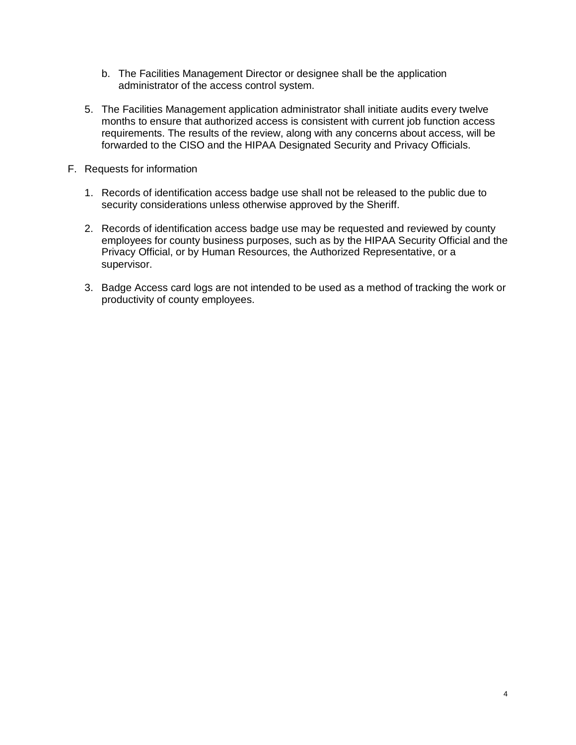b. The Facilities Management Director or designee shall be the application administrator of the access control system.

5. The Facilities Management application administrator shall initiate audits every twelve months to ensure that authorized access is consistent with current job function access requirements. The results of the review, along with any concerns about access, will be forwarded to the CISO and the HIPAA Designated Security and Privacy Officials.

F. Requests for information

1. Records of identification access badge use shall not be released to the public due to security considerations unless otherwise approved by the Sheriff.

2. Records of identification access badge use may be requested and reviewed by county employees for county business purposes, such as by the HIPAA Security Official and the Privacy Official, or by Human Resources, the Authorized Representative, or a supervisor.

3. Badge Access card logs are not intended to be used as a method of tracking the work or productivity of county employees.